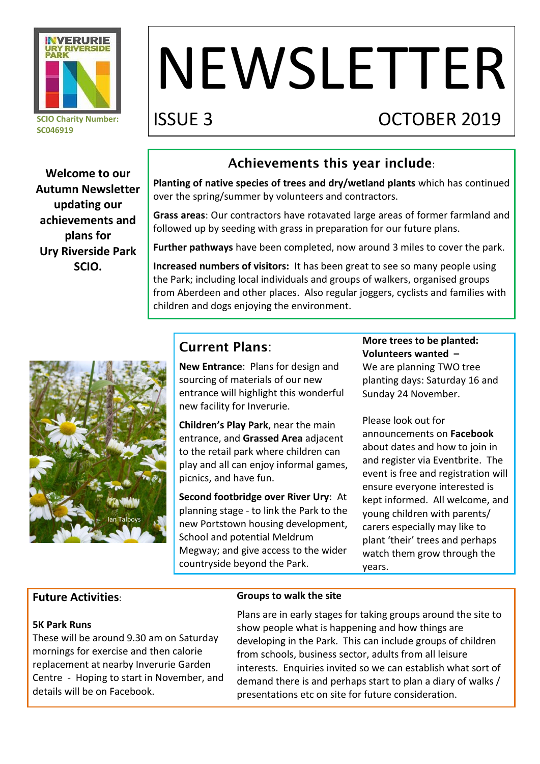INVERURIE URY RIVERSIDE PARK

SCIO Charity Number: SC046919

# NEWSLETTER

ISSUE 3

OCTOBER 2019

**Welcome to our Autumn Newsletter updating our achievements and plans for Ury Riverside Park SCIO.**

## Achievements this year include:

**Planting of native species of trees and dry/wetland plants** which has continued over the spring/summer by volunteers and contractors.

**Grass areas**: Our contractors have rotavated large areas of former farmland and followed up by seeding with grass in preparation for our future plans.

**Further pathways** have been completed, now around 3 miles to cover the park.

**Increased numbers of visitors:** It has been great to see so many people using the Park; including local individuals and groups of walkers, organised groups from Aberdeen and other places. Also regular joggers, cyclists and families with children and dogs enjoying the environment.

Ian Talboys

## Current Plans:

**New Entrance**: Plans for design and sourcing of materials of our new entrance will highlight this wonderful new facility for Inverurie.

**Children's Play Park**, near the main entrance, and **Grassed Area** adjacent to the retail park where children can play and all can enjoy informal games, picnics, and have fun.

**Second footbridge over River Ury**: At planning stage - to link the Park to the new Portstown housing development, School and potential Meldrum Megway; and give access to the wider countryside beyond the Park.

**More trees to be planted: Volunteers wanted –**
We are planning TWO tree planting days: Saturday 16 and Sunday 24 November.

Please look out for announcements on **Facebook** about dates and how to join in and register via Eventbrite. The event is free and registration will ensure everyone interested is kept informed. All welcome, and young children with parents/ carers especially may like to plant 'their' trees and perhaps watch them grow through the years.

## Future Activities:

**5K Park Runs**
These will be around 9.30 am on Saturday mornings for exercise and then calorie replacement at nearby Inverurie Garden Centre - Hoping to start in November, and details will be on Facebook.

**Groups to walk the site**

Plans are in early stages for taking groups around the site to show people what is happening and how things are developing in the Park. This can include groups of children from schools, business sector, adults from all leisure interests. Enquiries invited so we can establish what sort of demand there is and perhaps start to plan a diary of walks / presentations etc on site for future consideration.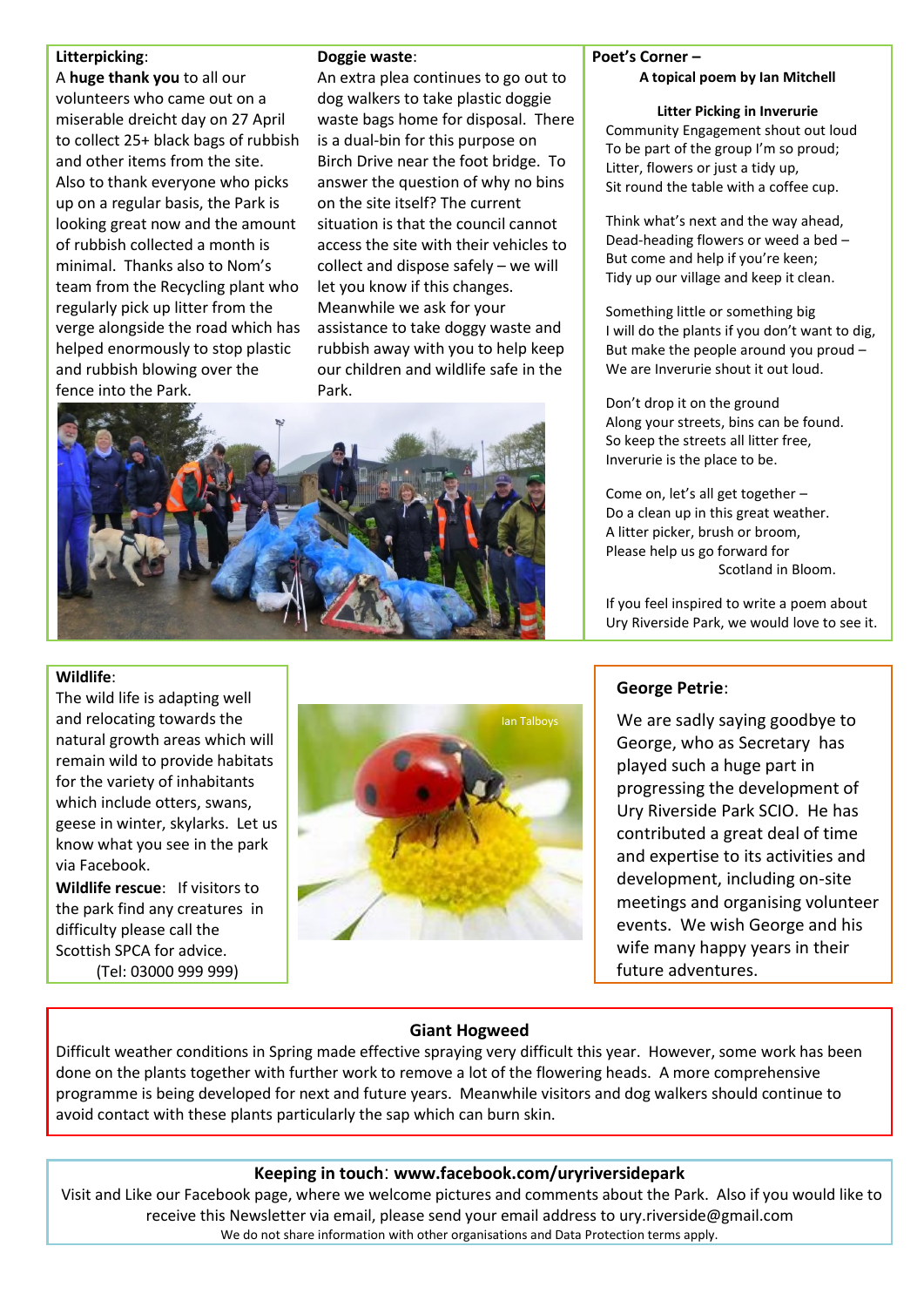**Litterpicking**:

A **huge thank you** to all our volunteers who came out on a miserable dreicht day on 27 April to collect 25+ black bags of rubbish and other items from the site. Also to thank everyone who picks up on a regular basis, the Park is looking great now and the amount of rubbish collected a month is minimal. Thanks also to Nom's team from the Recycling plant who regularly pick up litter from the verge alongside the road which has helped enormously to stop plastic and rubbish blowing over the fence into the Park.

**Doggie waste**:

An extra plea continues to go out to dog walkers to take plastic doggie waste bags home for disposal. There is a dual-bin for this purpose on Birch Drive near the foot bridge. To answer the question of why no bins on the site itself? The current situation is that the council cannot access the site with their vehicles to collect and dispose safely – we will let you know if this changes. Meanwhile we ask for your assistance to take doggy waste and rubbish away with you to help keep our children and wildlife safe in the Park.

**Poet's Corner –**

**A topical poem by Ian Mitchell**

**Litter Picking in Inverurie**

Community Engagement shout out loud
To be part of the group I'm so proud;
Litter, flowers or just a tidy up,
Sit round the table with a coffee cup.

Think what's next and the way ahead,
Dead-heading flowers or weed a bed –
But come and help if you're keen;
Tidy up our village and keep it clean.

Something little or something big
I will do the plants if you don't want to dig,
But make the people around you proud –
We are Inverurie shout it out loud.

Don't drop it on the ground
Along your streets, bins can be found.
So keep the streets all litter free,
Inverurie is the place to be.

Come on, let's all get together –
Do a clean up in this great weather.
A litter picker, brush or broom,
Please help us go forward for
Scotland in Bloom.

If you feel inspired to write a poem about Ury Riverside Park, we would love to see it.

**Wildlife**:

The wild life is adapting well and relocating towards the natural growth areas which will remain wild to provide habitats for the variety of inhabitants which include otters, swans, geese in winter, skylarks. Let us know what you see in the park via Facebook.

**Wildlife rescue**: If visitors to the park find any creatures in difficulty please call the Scottish SPCA for advice. (Tel: 03000 999 999)

Ian Talboys

**George Petrie**:

We are sadly saying goodbye to George, who as Secretary has played such a huge part in progressing the development of Ury Riverside Park SCIO. He has contributed a great deal of time and expertise to its activities and development, including on-site meetings and organising volunteer events. We wish George and his wife many happy years in their future adventures.

**Giant Hogweed**

Difficult weather conditions in Spring made effective spraying very difficult this year. However, some work has been done on the plants together with further work to remove a lot of the flowering heads. A more comprehensive programme is being developed for next and future years. Meanwhile visitors and dog walkers should continue to avoid contact with these plants particularly the sap which can burn skin.

**Keeping in touch**: **www.facebook.com/uryriversidepark**

Visit and Like our Facebook page, where we welcome pictures and comments about the Park. Also if you would like to receive this Newsletter via email, please send your email address to ury.riverside@gmail.com

We do not share information with other organisations and Data Protection terms apply.